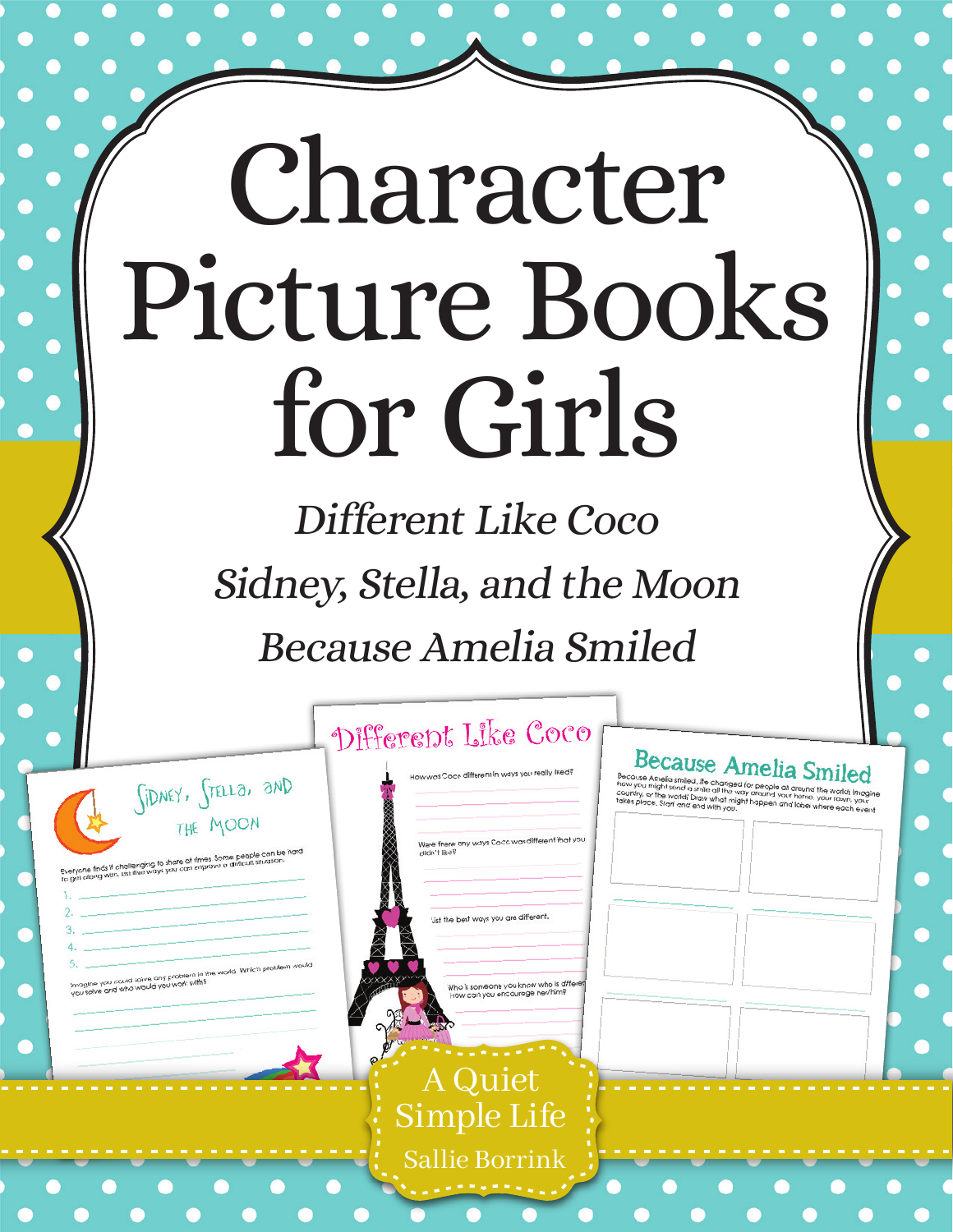# Character Picture Books for Girls

*Different Like Coco*

*Sidney, Stella, and the Moon*

*Because Amelia Smiled*

A Quiet Simple Life

Sallie Borrink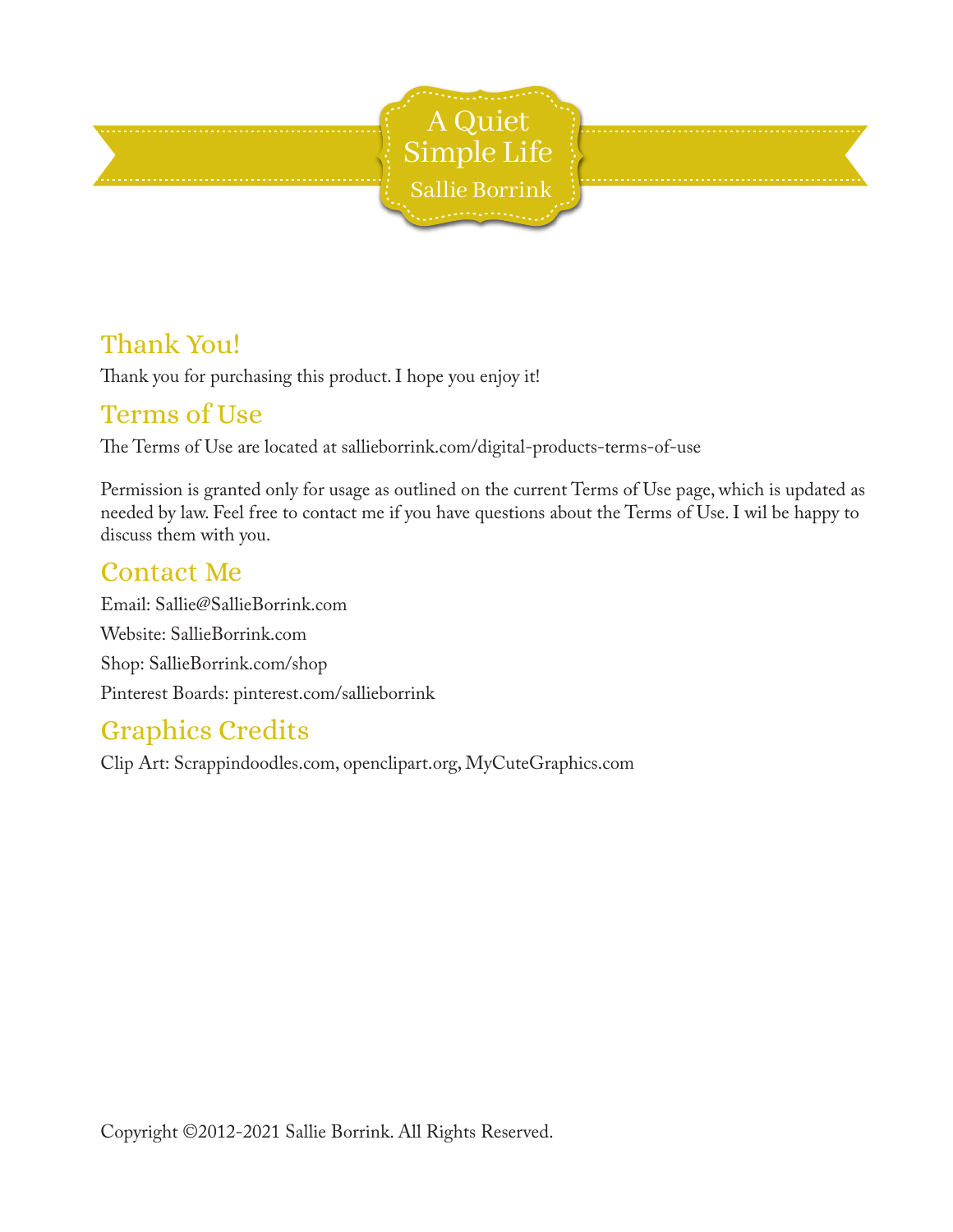A Quiet Simple Life

Sallie Borrink

## Thank You!

Thank you for purchasing this product. I hope you enjoy it!

## Terms of Use

The Terms of Use are located at sallieborrink.com/digital-products-terms-of-use

Permission is granted only for usage as outlined on the current Terms of Use page, which is updated as needed by law. Feel free to contact me if you have questions about the Terms of Use. I wil be happy to discuss them with you.

## Contact Me

Email: Sallie@SallieBorrink.com

Website: SallieBorrink.com

Shop: SallieBorrink.com/shop

Pinterest Boards: pinterest.com/sallieborrink

## Graphics Credits

Clip Art: Scrappindoodles.com, openclipart.org, MyCuteGraphics.com

Copyright ©2012-2021 Sallie Borrink. All Rights Reserved.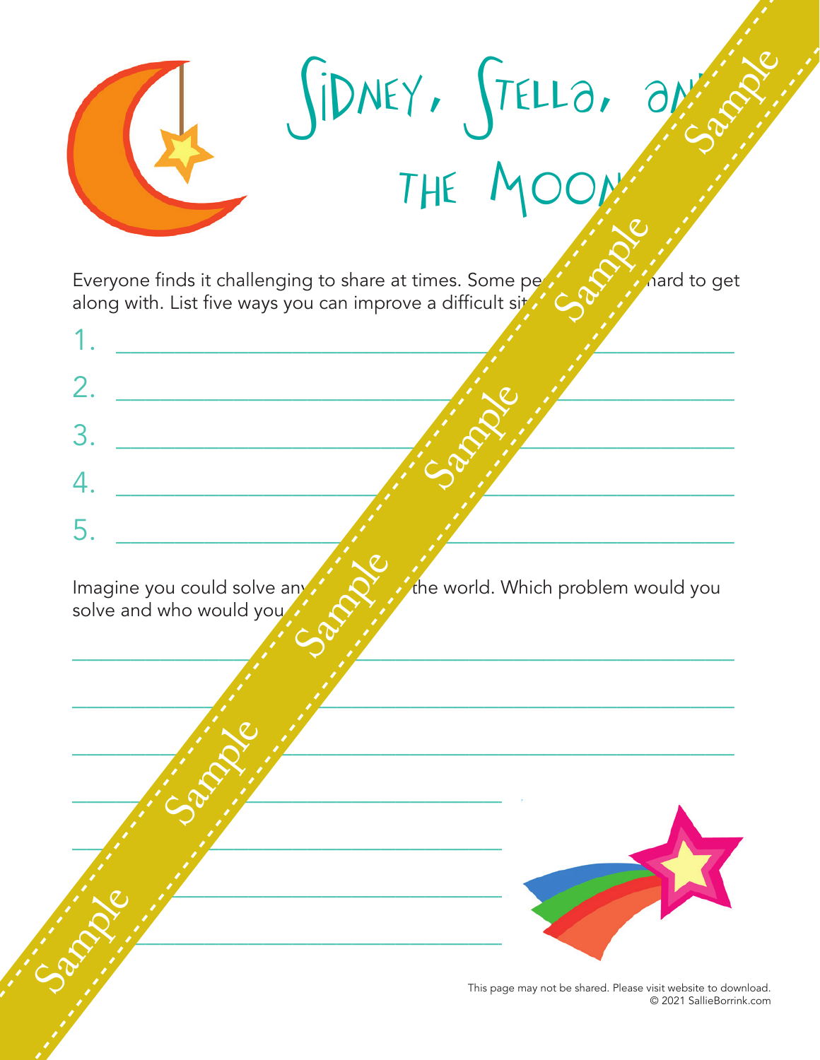# Sidney, Stella, an... the Moon

Everyone finds it challenging to share at times. Some pe... hard to get along with. List five ways you can improve a difficult sit...

1. ____________________
2. ____________________
3. ____________________
4. ____________________
5. ____________________

Imagine you could solve an... the world. Which problem would you solve and who would you...

____________________

____________________

____________________

____________________

____________________

____________________

____________________

This page may not be shared. Please visit website to download.
© 2021 SallieBorrink.com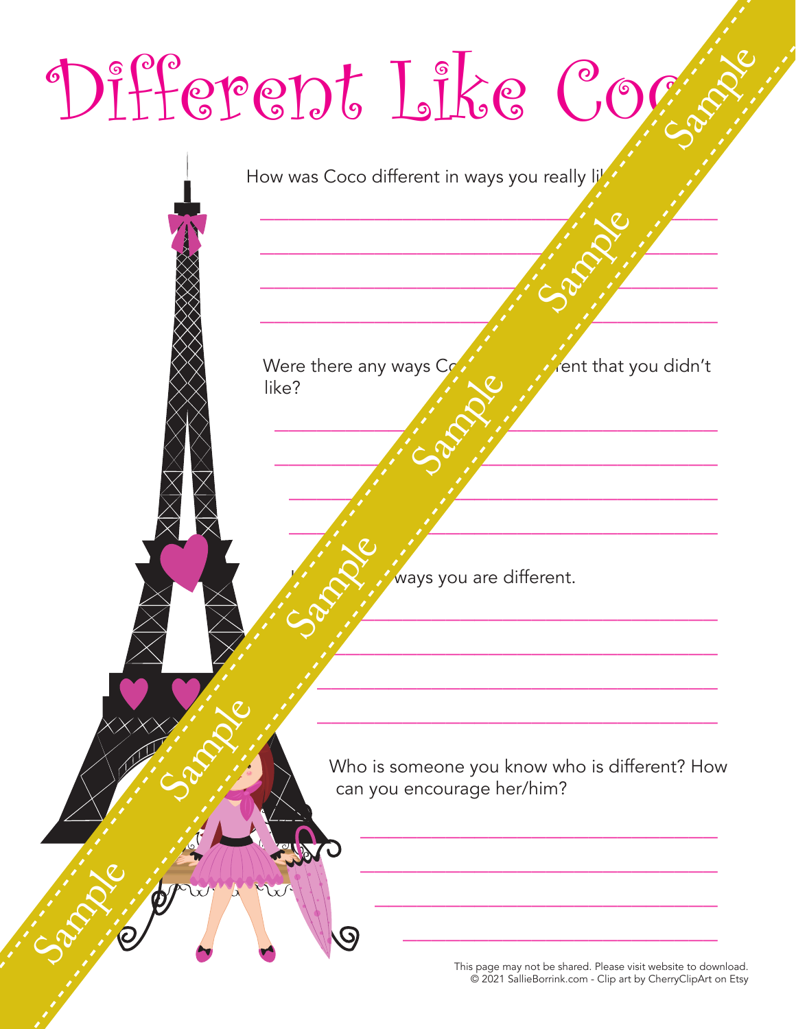# Different Like Coco

How was Coco different in ways you really li

___

___

___

___

Were there any ways Co rent that you didn't like?

___

___

___

___

ways you are different.

___

___

___

___

Who is someone you know who is different? How can you encourage her/him?

___

___

___

___

This page may not be shared. Please visit website to download.
© 2021 SallieBorrink.com - Clip art by CherryClipArt on Etsy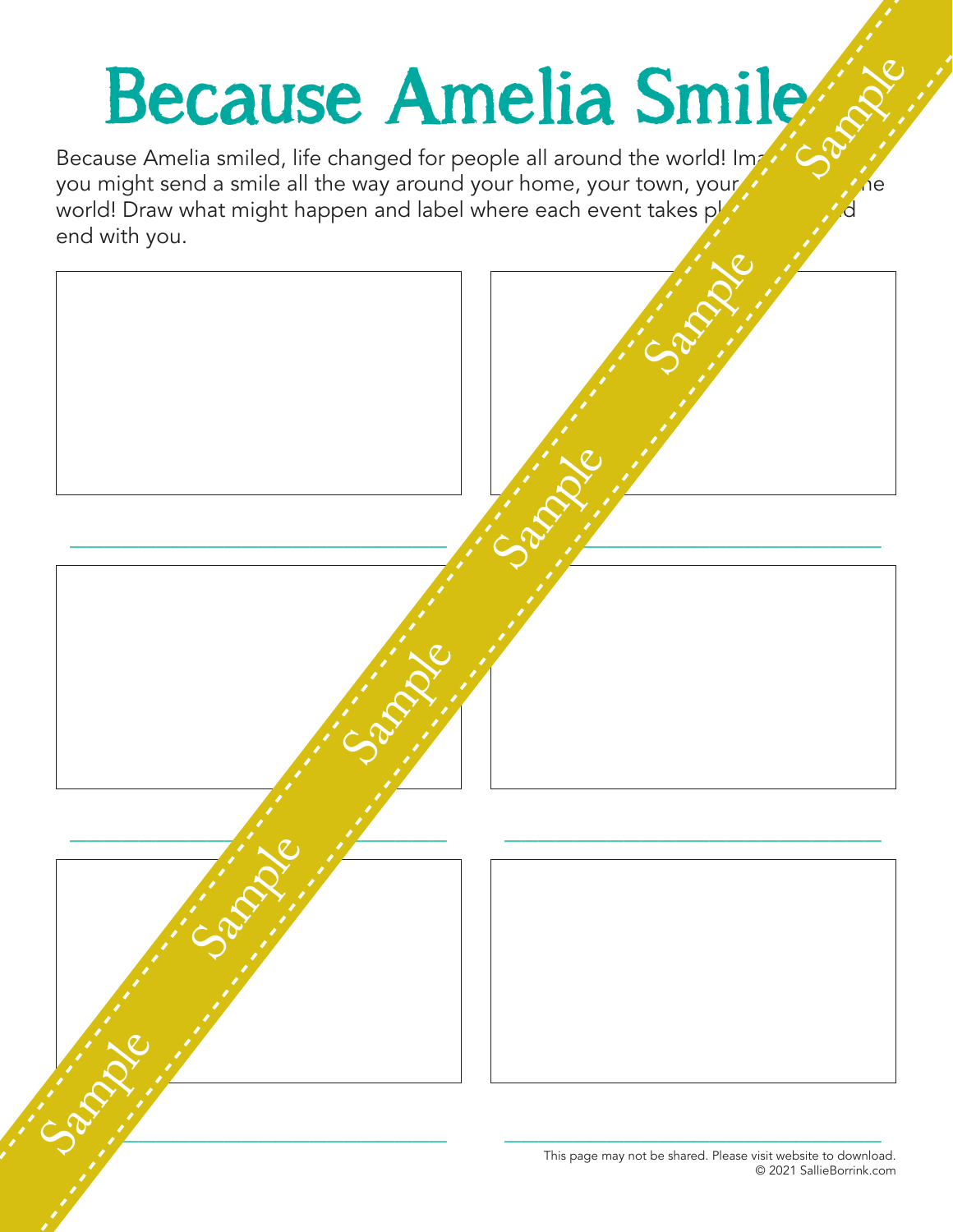# Because Amelia Smile

Because Amelia smiled, life changed for people all around the world! Ima... you might send a smile all the way around your home, your town, your ... he world! Draw what might happen and label where each event takes pl... d end with you.

This page may not be shared. Please visit website to download.
© 2021 SallieBorrink.com